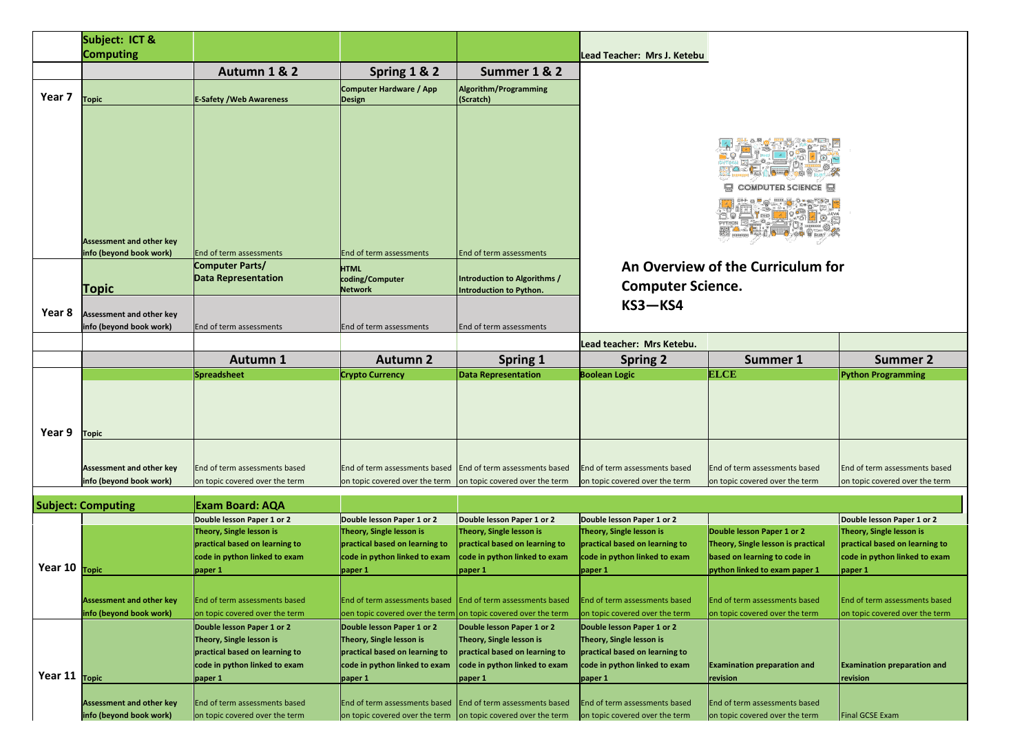| | Subject: ICT & Computing | | | | Lead Teacher: Mrs J. Ketebu |
|---|---|---|---|---|---|
| | | Autumn 1 & 2 | Spring 1 & 2 | Summer 1 & 2 | |
| Year 7 | Topic | E-Safety /Web Awareness | Computer Hardware / App Design | Algorithm/Programming (Scratch) | |
| | Assessment and other key info (beyond book work) | End of term assessments | End of term assessments | End of term assessments | |
| Year 8 | Topic | Computer Parts/ Data Representation | HTML coding/Computer Network | Introduction to Algorithms / Introduction to Python. | |
| | Assessment and other key info (beyond book work) | End of term assessments | End of term assessments | End of term assessments | |

**An Overview of the Curriculum for Computer Science. KS3—KS4**

| | | | | | Lead teacher: Mrs Ketebu. | | |
|---|---|---|---|---|---|---|---|
| | | Autumn 1 | Autumn 2 | Spring 1 | Spring 2 | Summer 1 | Summer 2 |
| Year 9 | Topic | Spreadsheet | Crypto Currency | Data Representation | Boolean Logic | ELCE | Python Programming |
| | Assessment and other key info (beyond book work) | End of term assessments based on topic covered over the term | End of term assessments based on topic covered over the term | End of term assessments based on topic covered over the term | End of term assessments based on topic covered over the term | End of term assessments based on topic covered over the term | End of term assessments based on topic covered over the term |

| Subject: Computing | | Exam Board: AQA | | | | | |
|---|---|---|---|---|---|---|---|
| Year 10 | Topic | Double lesson Paper 1 or 2 Theory, Single lesson is practical based on learning to code in python linked to exam paper 1 | Double lesson Paper 1 or 2 Theory, Single lesson is practical based on learning to code in python linked to exam paper 1 | Double lesson Paper 1 or 2 Theory, Single lesson is practical based on learning to code in python linked to exam paper 1 | Double lesson Paper 1 or 2 Theory, Single lesson is practical based on learning to code in python linked to exam paper 1 | Double lesson Paper 1 or 2 Theory, Single lesson is practical based on learning to code in python linked to exam paper 1 | Double lesson Paper 1 or 2 Theory, Single lesson is practical based on learning to code in python linked to exam paper 1 |
| | Assessment and other key info (beyond book work) | End of term assessments based on topic covered over the term | End of term assessments based oen topic covered over the term | End of term assessments based on topic covered over the term | End of term assessments based on topic covered over the term | End of term assessments based on topic covered over the term | End of term assessments based on topic covered over the term |
| Year 11 | Topic | Double lesson Paper 1 or 2 Theory, Single lesson is practical based on learning to code in python linked to exam paper 1 | Double lesson Paper 1 or 2 Theory, Single lesson is practical based on learning to code in python linked to exam paper 1 | Double lesson Paper 1 or 2 Theory, Single lesson is practical based on learning to code in python linked to exam paper 1 | Double lesson Paper 1 or 2 Theory, Single lesson is practical based on learning to code in python linked to exam paper 1 | Examination preparation and revision | Examination preparation and revision |
| | Assessment and other key info (beyond book work) | End of term assessments based on topic covered over the term | End of term assessments based on topic covered over the term | End of term assessments based on topic covered over the term | End of term assessments based on topic covered over the term | End of term assessments based on topic covered over the term | Final GCSE Exam |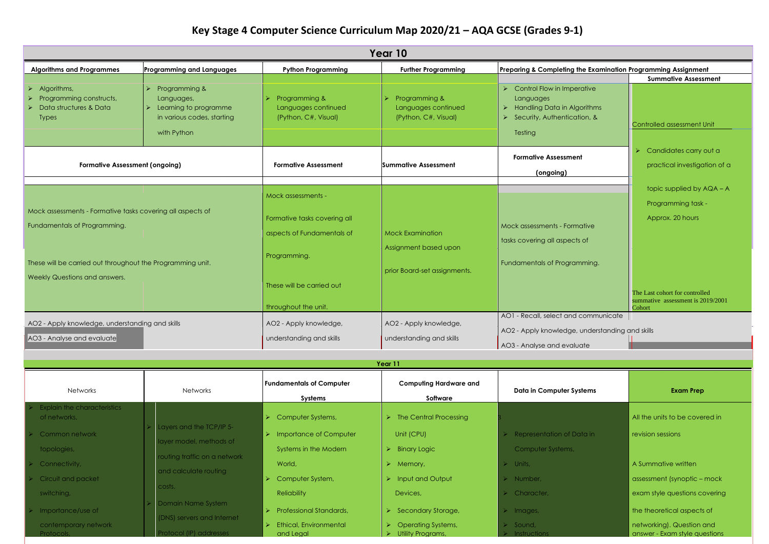# Key Stage 4 Computer Science Curriculum Map 2020/21 – AQA GCSE (Grades 9-1)

## Year 10

| Algorithms and Programmes | Programming and Languages | Python Programming | Further Programming | Preparing & Completing the Examination Programming Assignment | |
|---|---|---|---|---|---|
| | | | | | **Summative Assessment** |
| ➢ Algorithms,<br>➢ Programming constructs,<br>➢ Data structures & Data Types | ➢ Programming & Languages,<br>➢ Learning to programme in various codes, starting with Python | ➢ Programming & Languages continued (Python, C#, Visual) | ➢ Programming & Languages continued (Python, C#, Visual) | ➢ Control Flow in Imperative Languages<br>➢ Handling Data in Algorithms<br>➢ Security, Authentication, & Testing | Controlled assessment Unit<br><br>➢ Candidates carry out a practical investigation of a topic supplied by AQA – A Programming task - Approx. 20 hours<br><br>The Last cohort for controlled summative assessment is 2019/2001 Cohort |
| **Formative Assessment (ongoing)** | | **Formative Assessment** | **Summative Assessment** | **Formative Assessment (ongoing)** | |
| Mock assessments - Formative tasks covering all aspects of Fundamentals of Programming.<br><br>These will be carried out throughout the Programming unit.<br>Weekly Questions and answers. | | Mock assessments -<br><br>Formative tasks covering all aspects of Fundamentals of Programming.<br><br>These will be carried out throughout the unit. | Mock Examination Assignment based upon prior Board-set assignments. | Mock assessments - Formative tasks covering all aspects of Fundamentals of Programming. | |
| AO2 - Apply knowledge, understanding and skills<br>AO3 - Analyse and evaluate | | AO2 - Apply knowledge, understanding and skills | AO2 - Apply knowledge, understanding and skills | AO1 - Recall, select and communicate<br>AO2 - Apply knowledge, understanding and skills<br>AO3 - Analyse and evaluate | |

## Year 11

| Networks | Networks | Fundamentals of Computer Systems | Computing Hardware and Software | Data in Computer Systems | Exam Prep |
|---|---|---|---|---|---|
| ➢ Explain the characteristics of networks,<br>➢ Common network topologies,<br>➢ Connectivity,<br>➢ Circuit and packet switching,<br>➢ Importance/use of contemporary network Protocols, | ➢ Layers and the TCP/IP 5-layer model, methods of routing traffic on a network and calculate routing costs.<br>➢ Domain Name System (DNS) servers and Internet Protocol (IP) addresses | ➢ Computer Systems,<br>➢ Importance of Computer Systems in the Modern World,<br>➢ Computer System, Reliability<br>➢ Professional Standards,<br>➢ Ethical, Environmental and Legal | ➢ The Central Processing Unit (CPU)<br>➢ Binary Logic<br>➢ Memory,<br>➢ Input and Output Devices,<br>➢ Secondary Storage,<br>➢ Operating Systems,<br>➢ Utility Programs, | 3<br>➢ Representation of Data in Computer Systems,<br>➢ Units,<br>➢ Number,<br>➢ Character,<br>➢ Images,<br>➢ Sound,<br>➢ Instructions | All the units to be covered in revision sessions<br><br>A Summative written assessment (synoptic – mock exam style questions covering the theoretical aspects of networking). Question and answer - Exam style questions |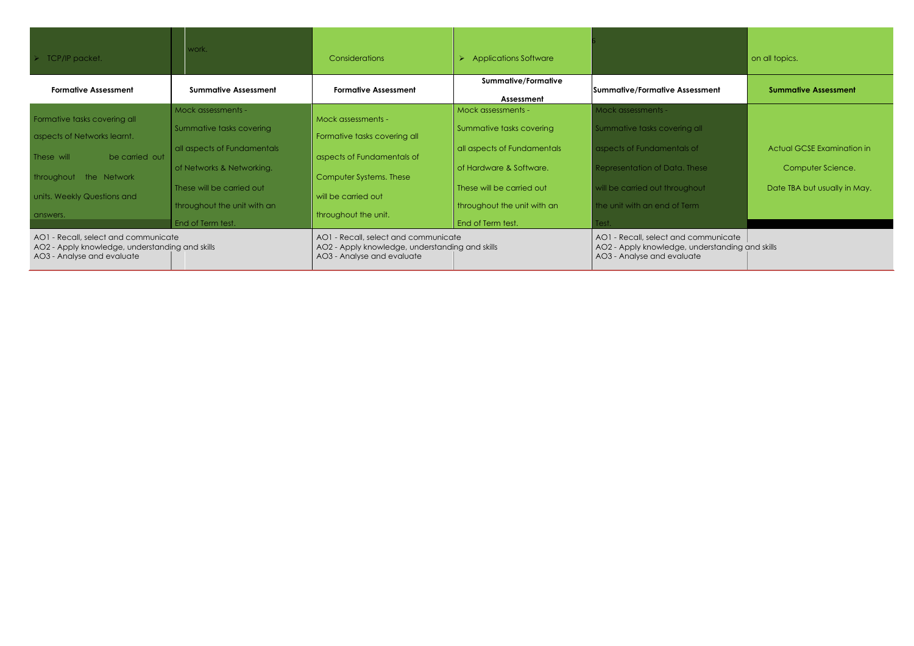| ➢ TCP/IP packet. | work. | Considerations | ➢ Applications Software | 6 | on all topics. |
|---|---|---|---|---|---|
| **Formative Assessment** | **Summative Assessment** | **Formative Assessment** | **Summative/Formative Assessment** | **Summative/Formative Assessment** | **Summative Assessment** |
| Formative tasks covering all aspects of Networks learnt. These will be carried out throughout the Network units. Weekly Questions and answers. | Mock assessments - Summative tasks covering all aspects of Fundamentals of Networks & Networking. These will be carried out throughout the unit with an End of Term test. | Mock assessments - Formative tasks covering all aspects of Fundamentals of Computer Systems. These will be carried out throughout the unit. | Mock assessments - Summative tasks covering all aspects of Fundamentals of Hardware & Software. These will be carried out throughout the unit with an End of Term test. | Mock assessments - Summative tasks covering all aspects of Fundamentals of Representation of Data. These will be carried out throughout the unit with an end of Term Test. | Actual GCSE Examination in Computer Science. Date TBA but usually in May. |
| AO1 - Recall, select and communicate<br>AO2 - Apply knowledge, understanding and skills<br>AO3 - Analyse and evaluate | | AO1 - Recall, select and communicate<br>AO2 - Apply knowledge, understanding and skills<br>AO3 - Analyse and evaluate | | AO1 - Recall, select and communicate<br>AO2 - Apply knowledge, understanding and skills<br>AO3 - Analyse and evaluate | |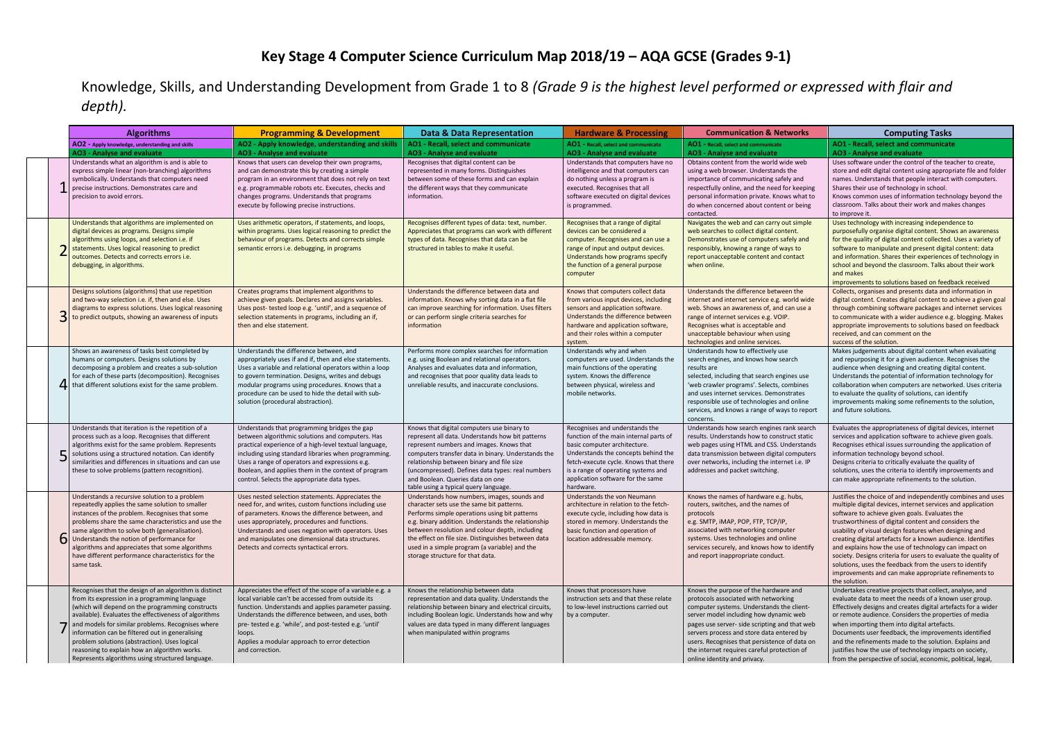# Key Stage 4 Computer Science Curriculum Map 2018/19 – AQA GCSE (Grades 9-1)

Knowledge, Skills, and Understanding Development from Grade 1 to 8 *(Grade 9 is the highest level performed or expressed with flair and depth).*

| | Algorithms | Programming & Development | Data & Data Representation | Hardware & Processing | Communication & Networks | Computing Tasks |
|---|---|---|---|---|---|---|
| | AO2 - Apply knowledge, understanding and skills<br>AO3 - Analyse and evaluate | AO2 - Apply knowledge, understanding and skills<br>AO3 - Analyse and evaluate | AO1 - Recall, select and communicate<br>AO3 - Analyse and evaluate | AO1 - Recall, select and communicate<br>AO3 - Analyse and evaluate | AO1 - Recall, select and communicate<br>AO3 - Analyse and evaluate | AO1 - Recall, select and communicate<br>AO3 - Analyse and evaluate |
| 1 | Understands what an algorithm is and is able to express simple linear (non-branching) algorithms symbolically. Understands that computers need precise instructions. Demonstrates care and precision to avoid errors. | Knows that users can develop their own programs, and can demonstrate this by creating a simple program in an environment that does not rely on text e.g. programmable robots etc. Executes, checks and changes programs. Understands that programs execute by following precise instructions. | Recognises that digital content can be represented in many forms. Distinguishes between some of these forms and can explain the different ways that they communicate information. | Understands that computers have no intelligence and that computers can do nothing unless a program is executed. Recognises that all software executed on digital devices is programmed. | Obtains content from the world wide web using a web browser. Understands the importance of communicating safely and respectfully online, and the need for keeping personal information private. Knows what to do when concerned about content or being contacted. | Uses software under the control of the teacher to create, store and edit digital content using appropriate file and folder names. Understands that people interact with computers. Shares their use of technology in school. Knows common uses of information technology beyond the classroom. Talks about their work and makes changes to improve it. |
| 2 | Understands that algorithms are implemented on digital devices as programs. Designs simple algorithms using loops, and selection i.e. if statements. Uses logical reasoning to predict outcomes. Detects and corrects errors i.e. debugging, in algorithms. | Uses arithmetic operators, if statements, and loops, within programs. Uses logical reasoning to predict the behaviour of programs. Detects and corrects simple semantic errors i.e. debugging, in programs | Recognises different types of data: text, number. Appreciates that programs can work with different types of data. Recognises that data can be structured in tables to make it useful. | Recognises that a range of digital devices can be considered a computer. Recognises and can use a range of input and output devices. Understands how programs specify the function of a general purpose computer | Navigates the web and can carry out simple web searches to collect digital content. Demonstrates use of computers safely and responsibly, knowing a range of ways to report unacceptable content and contact when online. | Uses technology with increasing independence to purposefully organise digital content. Shows an awareness for the quality of digital content collected. Uses a variety of software to manipulate and present digital content: data and information. Shares their experiences of technology in school and beyond the classroom. Talks about their work and makes improvements to solutions based on feedback received |
| 3 | Designs solutions (algorithms) that use repetition and two-way selection i.e. if, then and else. Uses diagrams to express solutions. Uses logical reasoning to predict outputs, showing an awareness of inputs | Creates programs that implement algorithms to achieve given goals. Declares and assigns variables. Uses post- tested loop e.g. 'until', and a sequence of selection statements in programs, including an if, then and else statement. | Understands the difference between data and information. Knows why sorting data in a flat file can improve searching for information. Uses filters or can perform single criteria searches for information | Knows that computers collect data from various input devices, including sensors and application software. Understands the difference between hardware and application software, and their roles within a computer system. | Understands the difference between the internet and internet service e.g. world wide web. Shows an awareness of, and can use a range of internet services e.g. VOIP. Recognises what is acceptable and unacceptable behaviour when using technologies and online services. | Collects, organises and presents data and information in digital content. Creates digital content to achieve a given goal through combining software packages and internet services to communicate with a wider audience e.g. blogging. Makes appropriate improvements to solutions based on feedback received, and can comment on the success of the solution. |
| 4 | Shows an awareness of tasks best completed by humans or computers. Designs solutions by decomposing a problem and creates a sub-solution for each of these parts (decomposition). Recognises that different solutions exist for the same problem. | Understands the difference between, and appropriately uses if and if, then and else statements. Uses a variable and relational operators within a loop to govern termination. Designs, writes and debugs modular programs using procedures. Knows that a procedure can be used to hide the detail with sub-solution (procedural abstraction). | Performs more complex searches for information e.g. using Boolean and relational operators. Analyses and evaluates data and information, and recognises that poor quality data leads to unreliable results, and inaccurate conclusions. | Understands why and when computers are used. Understands the main functions of the operating system. Knows the difference between physical, wireless and mobile networks. | Understands how to effectively use search engines, and knows how search results are selected, including that search engines use 'web crawler programs'. Selects, combines and uses internet services. Demonstrates responsible use of technologies and online services, and knows a range of ways to report concerns. | Makes judgements about digital content when evaluating and repurposing it for a given audience. Recognises the audience when designing and creating digital content. Understands the potential of information technology for collaboration when computers are networked. Uses criteria to evaluate the quality of solutions, can identify improvements making some refinements to the solution, and future solutions. |
| 5 | Understands that iteration is the repetition of a process such as a loop. Recognises that different algorithms exist for the same problem. Represents solutions using a structured notation. Can identify similarities and differences in situations and can use these to solve problems (pattern recognition). | Understands that programming bridges the gap between algorithmic solutions and computers. Has practical experience of a high-level textual language, including using standard libraries when programming. Uses a range of operators and expressions e.g. Boolean, and applies them in the context of program control. Selects the appropriate data types. | Knows that digital computers use binary to represent all data. Understands how bit patterns represent numbers and images. Knows that computers transfer data in binary. Understands the relationship between binary and file size (uncompressed). Defines data types: real numbers and Boolean. Queries data on one table using a typical query language. | Recognises and understands the function of the main internal parts of basic computer architecture. Understands the concepts behind the fetch-execute cycle. Knows that there is a range of operating systems and application software for the same hardware. | Understands how search engines rank search results. Understands how to construct static web pages using HTML and CSS. Understands data transmission between digital computers over networks, including the internet i.e. IP addresses and packet switching. | Evaluates the appropriateness of digital devices, internet services and application software to achieve given goals. Recognises ethical issues surrounding the application of information technology beyond school. Designs criteria to critically evaluate the quality of solutions, uses the criteria to identify improvements and can make appropriate refinements to the solution. |
| 6 | Understands a recursive solution to a problem repeatedly applies the same solution to smaller instances of the problem. Recognises that some problems share the same characteristics and use the same algorithm to solve both (generalisation). Understands the notion of performance for algorithms and appreciates that some algorithms have different performance characteristics for the same task. | Uses nested selection statements. Appreciates the need for, and writes, custom functions including use of parameters. Knows the difference between, and uses appropriately, procedures and functions. Understands and uses negation with operators. Uses and manipulates one dimensional data structures. Detects and corrects syntactical errors. | Understands how numbers, images, sounds and character sets use the same bit patterns. Performs simple operations using bit patterns e.g. binary addition. Understands the relationship between resolution and colour depth, including the effect on file size. Distinguishes between data used in a simple program (a variable) and the storage structure for that data. | Understands the von Neumann architecture in relation to the fetch-execute cycle, including how data is stored in memory. Understands the basic function and operation of location addressable memory. | Knows the names of hardware e.g. hubs, routers, switches, and the names of protocols e.g. SMTP, iMAP, POP, FTP, TCP/IP, associated with networking computer systems. Uses technologies and online services securely, and knows how to identify and report inappropriate conduct. | Justifies the choice of and independently combines and uses multiple digital devices, internet services and application software to achieve given goals. Evaluates the trustworthiness of digital content and considers the usability of visual design features when designing and creating digital artefacts for a known audience. Identifies and explains how the use of technology can impact on society. Designs criteria for users to evaluate the quality of solutions, uses the feedback from the users to identify improvements and can make appropriate refinements to the solution. |
| 7 | Recognises that the design of an algorithm is distinct from its expression in a programming language (which will depend on the programming constructs available). Evaluates the effectiveness of algorithms and models for similar problems. Recognises where information can be filtered out in generalising problem solutions (abstraction). Uses logical reasoning to explain how an algorithm works. Represents algorithms using structured language. | Appreciates the effect of the scope of a variable e.g. a local variable can't be accessed from outside its function. Understands and applies parameter passing. Understands the difference between, and uses, both pre- tested e.g. 'while', and post-tested e.g. 'until' loops. Applies a modular approach to error detection and correction. | Knows the relationship between data representation and data quality. Understands the relationship between binary and electrical circuits, including Boolean logic. Understands how and why values are data typed in many different languages when manipulated within programs | Knows that processors have instruction sets and that these relate to low-level instructions carried out by a computer. | Knows the purpose of the hardware and protocols associated with networking computer systems. Understands the client-server model including how dynamic web pages use server- side scripting and that web servers process and store data entered by users. Recognises that persistence of data on the internet requires careful protection of online identity and privacy. | Undertakes creative projects that collect, analyse, and evaluate data to meet the needs of a known user group. Effectively designs and creates digital artefacts for a wider or remote audience. Considers the properties of media when importing them into digital artefacts. Documents user feedback, the improvements identified and the refinements made to the solution. Explains and justifies how the use of technology impacts on society, from the perspective of social, economic, political, legal, |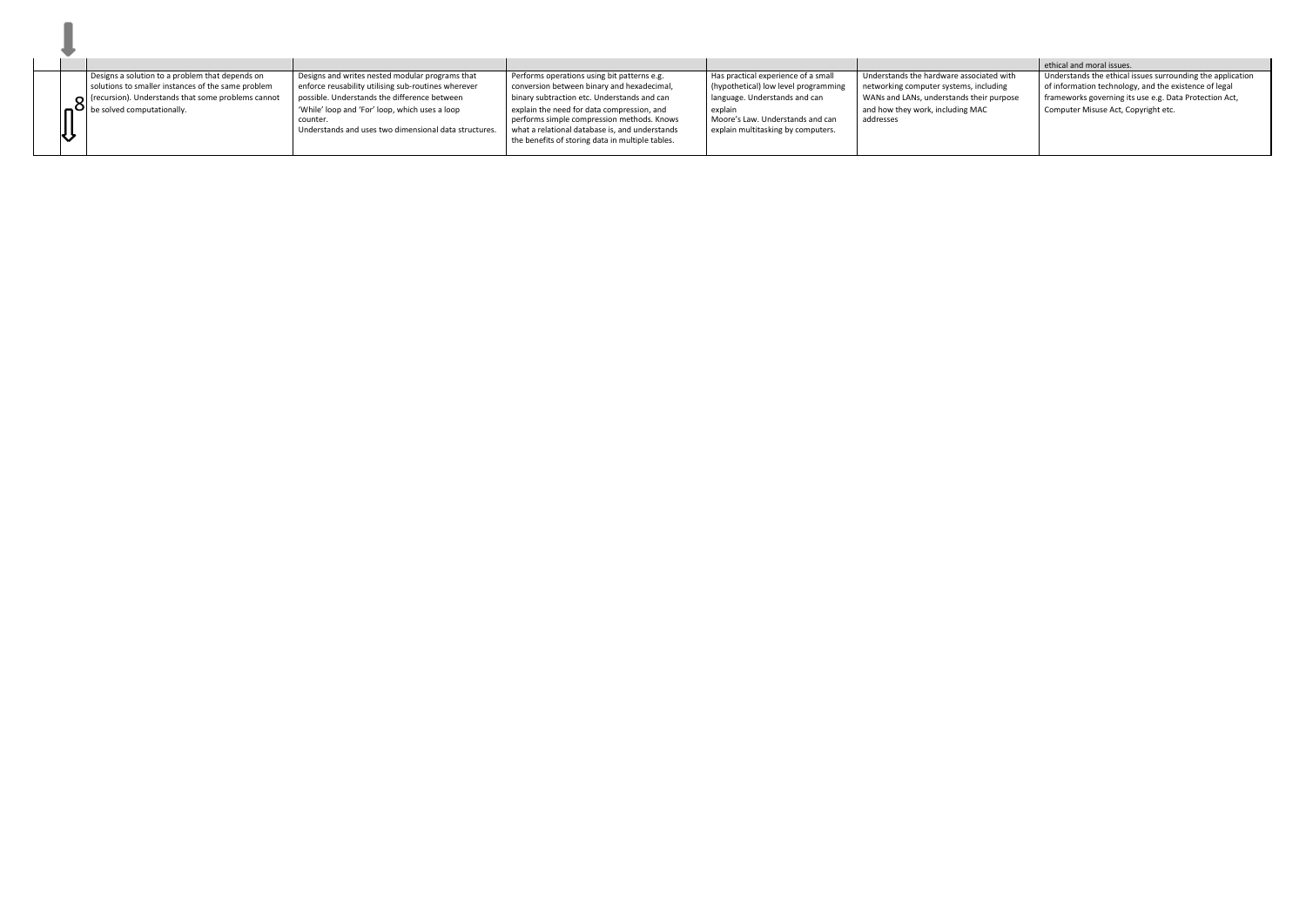| | | | | | | | |
|---|---|---|---|---|---|---|---|
| | | | | | | | ethical and moral issues. |
| | 8 | Designs a solution to a problem that depends on solutions to smaller instances of the same problem (recursion). Understands that some problems cannot be solved computationally. | Designs and writes nested modular programs that enforce reusability utilising sub-routines wherever possible. Understands the difference between 'While' loop and 'For' loop, which uses a loop counter. Understands and uses two dimensional data structures. | Performs operations using bit patterns e.g. conversion between binary and hexadecimal, binary subtraction etc. Understands and can explain the need for data compression, and performs simple compression methods. Knows what a relational database is, and understands the benefits of storing data in multiple tables. | Has practical experience of a small (hypothetical) low level programming language. Understands and can explain Moore's Law. Understands and can explain multitasking by computers. | Understands the hardware associated with networking computer systems, including WANs and LANs, understands their purpose and how they work, including MAC addresses | Understands the ethical issues surrounding the application of information technology, and the existence of legal frameworks governing its use e.g. Data Protection Act, Computer Misuse Act, Copyright etc. |